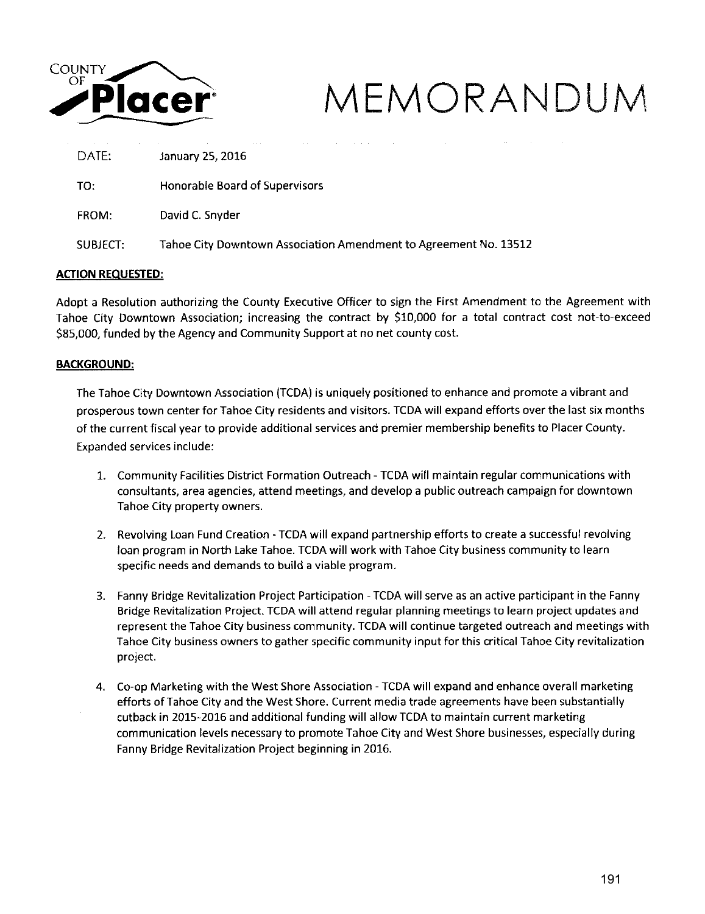County of Placer

# MEMORANDUM

DATE: January 25, 2016

TO: Honorable Board of Supervisors

FROM: David C. Snyder

SUBJECT: Tahoe City Downtown Association Amendment to Agreement No. 13512

**ACTION REQUESTED:**

Adopt a Resolution authorizing the County Executive Officer to sign the First Amendment to the Agreement with Tahoe City Downtown Association; increasing the contract by $10,000 for a total contract cost not-to-exceed $85,000, funded by the Agency and Community Support at no net county cost.

**BACKGROUND:**

The Tahoe City Downtown Association (TCDA) is uniquely positioned to enhance and promote a vibrant and prosperous town center for Tahoe City residents and visitors. TCDA will expand efforts over the last six months of the current fiscal year to provide additional services and premier membership benefits to Placer County. Expanded services include:

1. Community Facilities District Formation Outreach - TCDA will maintain regular communications with consultants, area agencies, attend meetings, and develop a public outreach campaign for downtown Tahoe City property owners.

2. Revolving Loan Fund Creation - TCDA will expand partnership efforts to create a successful revolving loan program in North Lake Tahoe. TCDA will work with Tahoe City business community to learn specific needs and demands to build a viable program.

3. Fanny Bridge Revitalization Project Participation - TCDA will serve as an active participant in the Fanny Bridge Revitalization Project. TCDA will attend regular planning meetings to learn project updates and represent the Tahoe City business community. TCDA will continue targeted outreach and meetings with Tahoe City business owners to gather specific community input for this critical Tahoe City revitalization project.

4. Co-op Marketing with the West Shore Association - TCDA will expand and enhance overall marketing efforts of Tahoe City and the West Shore. Current media trade agreements have been substantially cutback in 2015-2016 and additional funding will allow TCDA to maintain current marketing communication levels necessary to promote Tahoe City and West Shore businesses, especially during Fanny Bridge Revitalization Project beginning in 2016.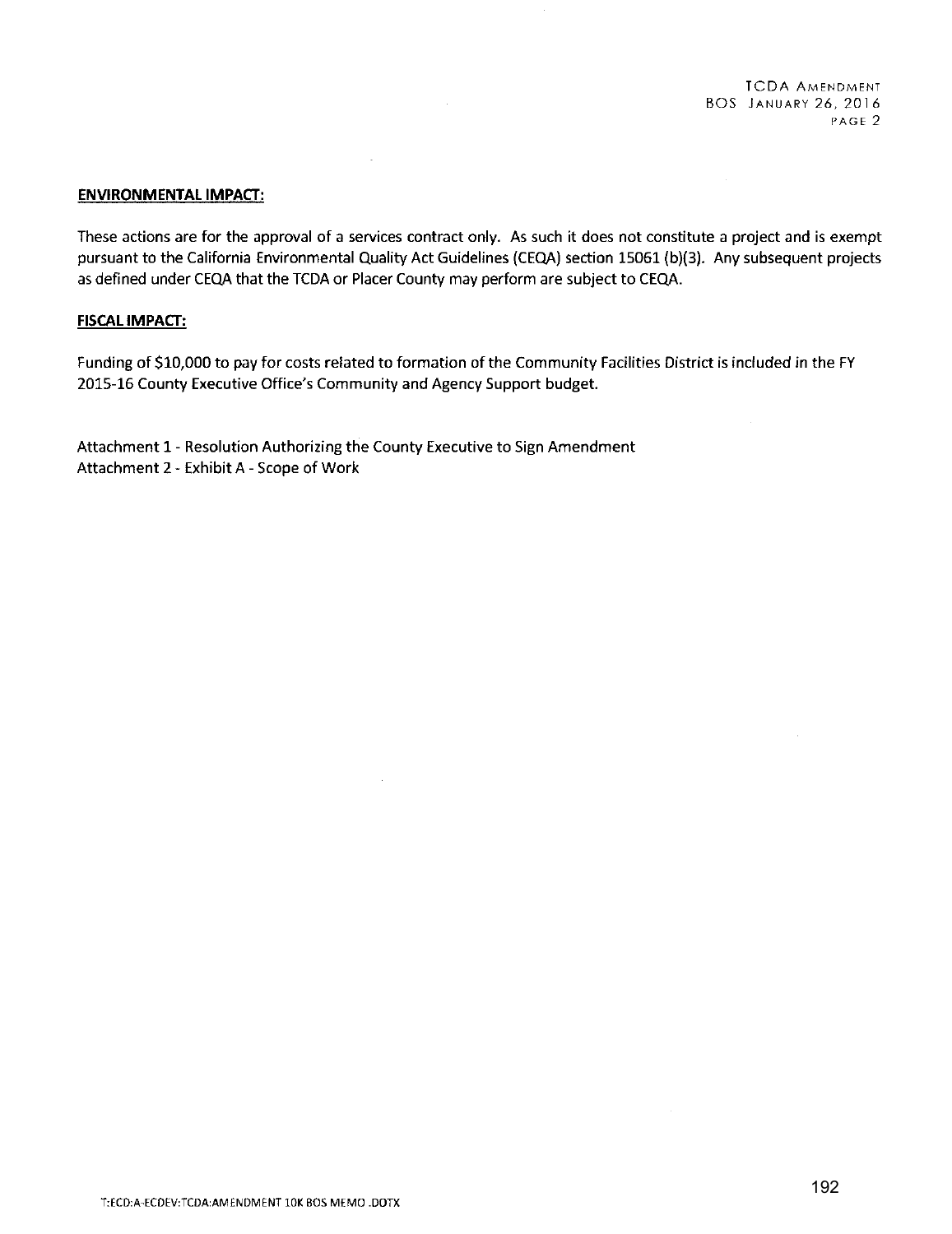**ENVIRONMENTAL IMPACT:**

These actions are for the approval of a services contract only. As such it does not constitute a project and is exempt pursuant to the California Environmental Quality Act Guidelines (CEQA) section 15061 (b)(3). Any subsequent projects as defined under CEQA that the TCDA or Placer County may perform are subject to CEQA.

**FISCAL IMPACT:**

Funding of $10,000 to pay for costs related to formation of the Community Facilities District is included in the FY 2015-16 County Executive Office's Community and Agency Support budget.

Attachment 1 - Resolution Authorizing the County Executive to Sign Amendment
Attachment 2 - Exhibit A - Scope of Work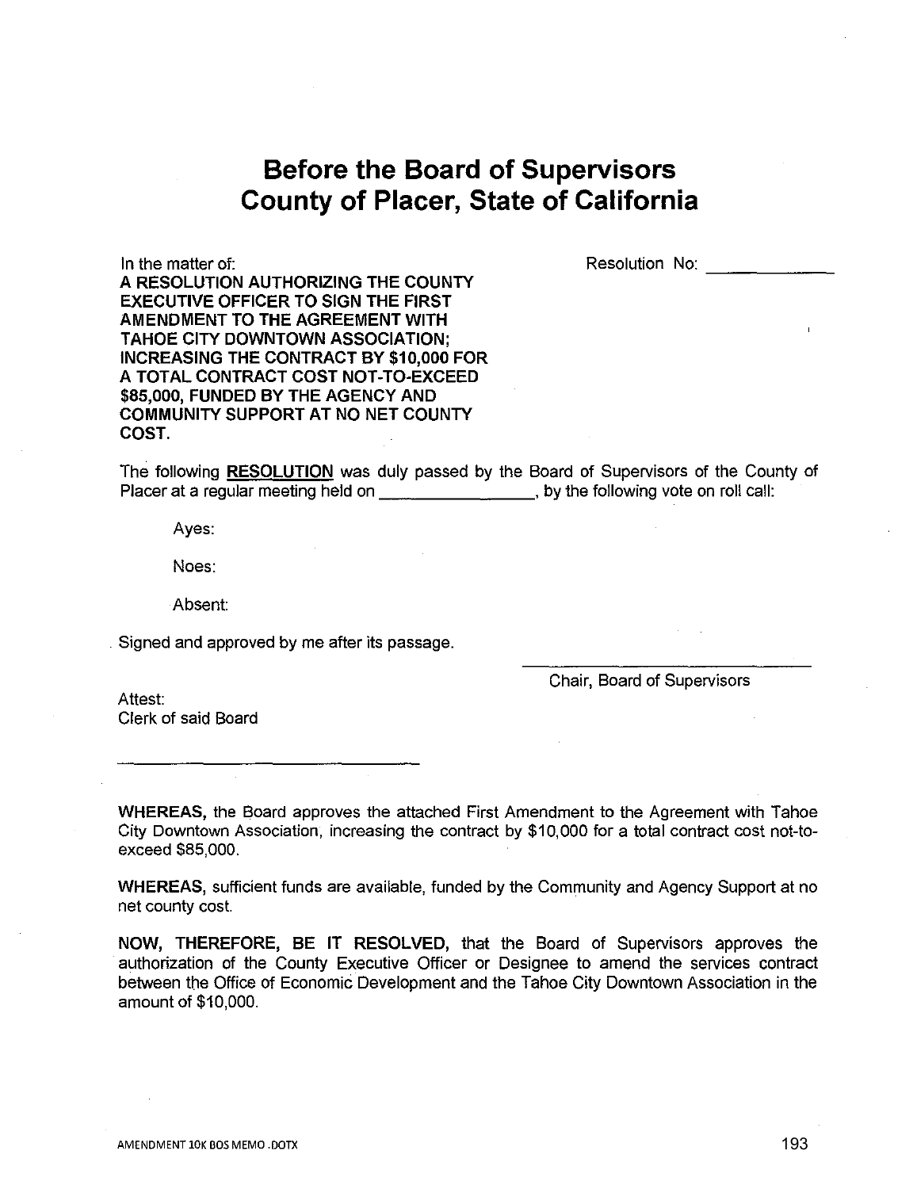# Before the Board of Supervisors
# County of Placer, State of California

In the matter of:

**A RESOLUTION AUTHORIZING THE COUNTY EXECUTIVE OFFICER TO SIGN THE FIRST AMENDMENT TO THE AGREEMENT WITH TAHOE CITY DOWNTOWN ASSOCIATION; INCREASING THE CONTRACT BY $10,000 FOR A TOTAL CONTRACT COST NOT-TO-EXCEED $85,000, FUNDED BY THE AGENCY AND COMMUNITY SUPPORT AT NO NET COUNTY COST.**

Resolution No: ____________

The following **RESOLUTION** was duly passed by the Board of Supervisors of the County of Placer at a regular meeting held on ________________, by the following vote on roll call:

Ayes:

Noes:

Absent:

Signed and approved by me after its passage.

______________________________
Chair, Board of Supervisors

Attest:
Clerk of said Board

______________________________

**WHEREAS,** the Board approves the attached First Amendment to the Agreement with Tahoe City Downtown Association, increasing the contract by $10,000 for a total contract cost not-to-exceed $85,000.

**WHEREAS,** sufficient funds are available, funded by the Community and Agency Support at no net county cost.

**NOW, THEREFORE, BE IT RESOLVED,** that the Board of Supervisors approves the authorization of the County Executive Officer or Designee to amend the services contract between the Office of Economic Development and the Tahoe City Downtown Association in the amount of $10,000.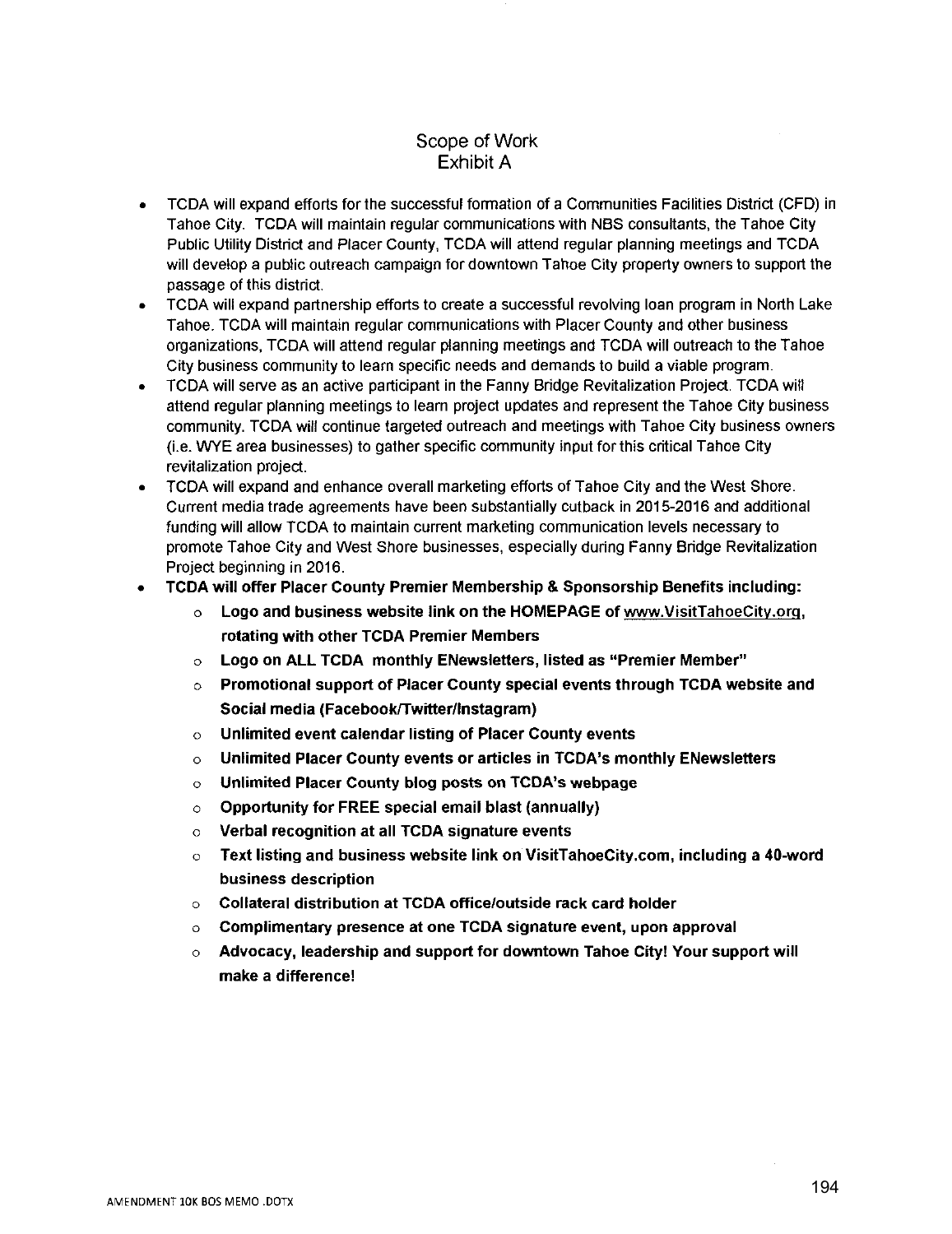# Scope of Work
## Exhibit A

- TCDA will expand efforts for the successful formation of a Communities Facilities District (CFD) in Tahoe City. TCDA will maintain regular communications with NBS consultants, the Tahoe City Public Utility District and Placer County, TCDA will attend regular planning meetings and TCDA will develop a public outreach campaign for downtown Tahoe City property owners to support the passage of this district.
- TCDA will expand partnership efforts to create a successful revolving loan program in North Lake Tahoe. TCDA will maintain regular communications with Placer County and other business organizations, TCDA will attend regular planning meetings and TCDA will outreach to the Tahoe City business community to learn specific needs and demands to build a viable program.
- TCDA will serve as an active participant in the Fanny Bridge Revitalization Project. TCDA will attend regular planning meetings to learn project updates and represent the Tahoe City business community. TCDA will continue targeted outreach and meetings with Tahoe City business owners (i.e. WYE area businesses) to gather specific community input for this critical Tahoe City revitalization project.
- TCDA will expand and enhance overall marketing efforts of Tahoe City and the West Shore. Current media trade agreements have been substantially cutback in 2015-2016 and additional funding will allow TCDA to maintain current marketing communication levels necessary to promote Tahoe City and West Shore businesses, especially during Fanny Bridge Revitalization Project beginning in 2016.
- **TCDA will offer Placer County Premier Membership & Sponsorship Benefits including:**
  - **Logo and business website link on the HOMEPAGE of www.VisitTahoeCity.org, rotating with other TCDA Premier Members**
  - **Logo on ALL TCDA monthly ENewsletters, listed as "Premier Member"**
  - **Promotional support of Placer County special events through TCDA website and Social media (Facebook/Twitter/Instagram)**
  - **Unlimited event calendar listing of Placer County events**
  - **Unlimited Placer County events or articles in TCDA's monthly ENewsletters**
  - **Unlimited Placer County blog posts on TCDA's webpage**
  - **Opportunity for FREE special email blast (annually)**
  - **Verbal recognition at all TCDA signature events**
  - **Text listing and business website link on VisitTahoeCity.com, including a 40-word business description**
  - **Collateral distribution at TCDA office/outside rack card holder**
  - **Complimentary presence at one TCDA signature event, upon approval**
  - **Advocacy, leadership and support for downtown Tahoe City! Your support will make a difference!**